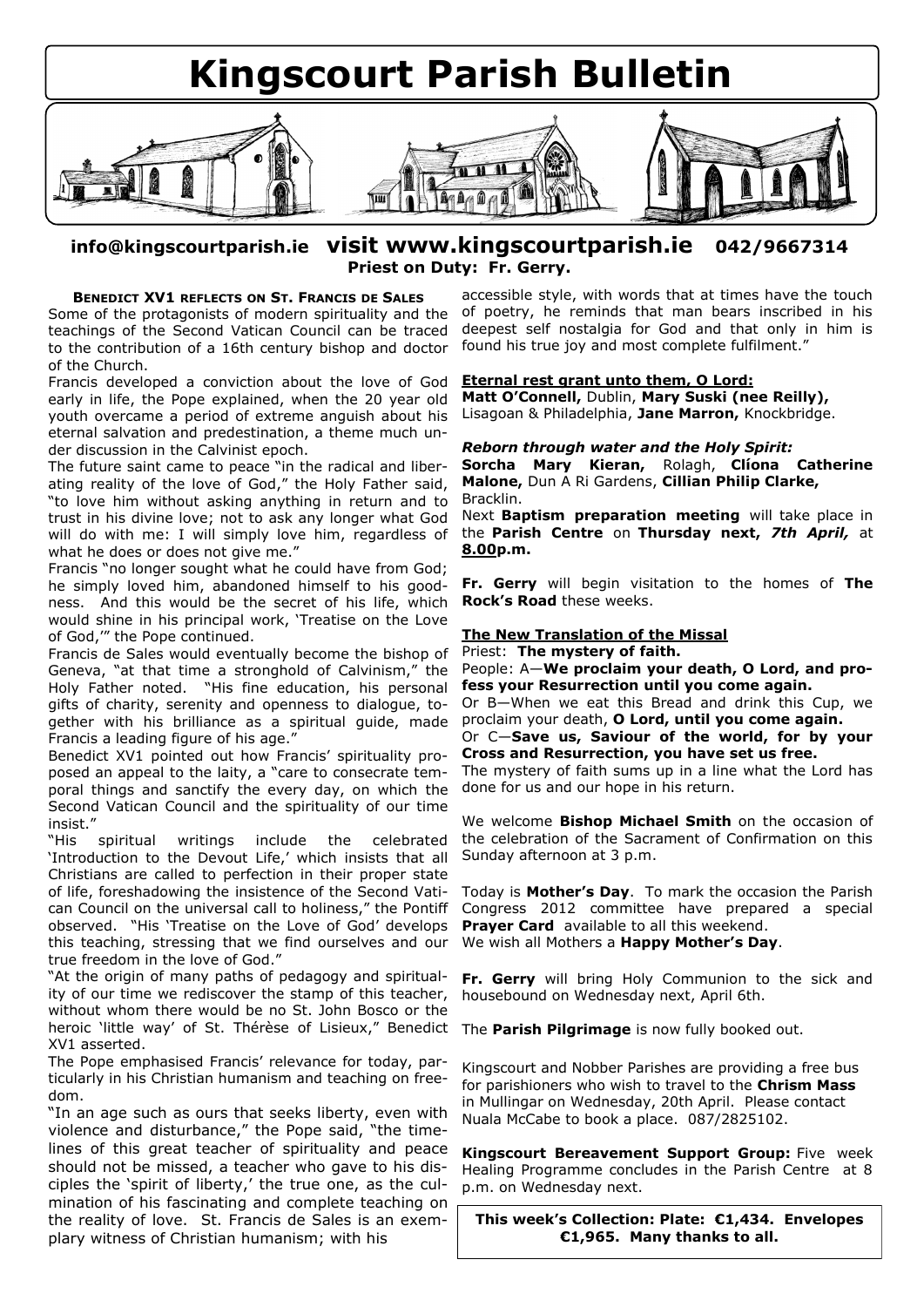# Kingscourt Parish Bulletin

**info@kingscourtparish.ie** **visit www.kingscourtparish.ie** **042/9667314**

**Priest on Duty: Fr. Gerry.**

### Benedict XV1 reflects on St. Francis de Sales

Some of the protagonists of modern spirituality and the teachings of the Second Vatican Council can be traced to the contribution of a 16th century bishop and doctor of the Church.

Francis developed a conviction about the love of God early in life, the Pope explained, when the 20 year old youth overcame a period of extreme anguish about his eternal salvation and predestination, a theme much under discussion in the Calvinist epoch.

The future saint came to peace "in the radical and liberating reality of the love of God," the Holy Father said, "to love him without asking anything in return and to trust in his divine love; not to ask any longer what God will do with me: I will simply love him, regardless of what he does or does not give me."

Francis "no longer sought what he could have from God; he simply loved him, abandoned himself to his goodness. And this would be the secret of his life, which would shine in his principal work, 'Treatise on the Love of God,'" the Pope continued.

Francis de Sales would eventually become the bishop of Geneva, "at that time a stronghold of Calvinism," the Holy Father noted. "His fine education, his personal gifts of charity, serenity and openness to dialogue, together with his brilliance as a spiritual guide, made Francis a leading figure of his age."

Benedict XV1 pointed out how Francis' spirituality proposed an appeal to the laity, a "care to consecrate temporal things and sanctify the every day, on which the Second Vatican Council and the spirituality of our time insist."

"His spiritual writings include the celebrated 'Introduction to the Devout Life,' which insists that all Christians are called to perfection in their proper state of life, foreshadowing the insistence of the Second Vatican Council on the universal call to holiness," the Pontiff observed. "His 'Treatise on the Love of God' develops this teaching, stressing that we find ourselves and our true freedom in the love of God."

"At the origin of many paths of pedagogy and spirituality of our time we rediscover the stamp of this teacher, without whom there would be no St. John Bosco or the heroic 'little way' of St. Thérèse of Lisieux," Benedict XV1 asserted.

The Pope emphasised Francis' relevance for today, particularly in his Christian humanism and teaching on freedom.

"In an age such as ours that seeks liberty, even with violence and disturbance," the Pope said, "the timelines of this great teacher of spirituality and peace should not be missed, a teacher who gave to his disciples the 'spirit of liberty,' the true one, as the culmination of his fascinating and complete teaching on the reality of love. St. Francis de Sales is an exemplary witness of Christian humanism; with his accessible style, with words that at times have the touch of poetry, he reminds that man bears inscribed in his deepest self nostalgia for God and that only in him is found his true joy and most complete fulfilment."

**Eternal rest grant unto them, O Lord:**

**Matt O'Connell,** Dublin, **Mary Suski (nee Reilly),** Lisagoan & Philadelphia, **Jane Marron,** Knockbridge.

***Reborn through water and the Holy Spirit:***

**Sorcha Mary Kieran,** Rolagh, **Clíona Catherine Malone,** Dun A Ri Gardens, **Cillian Philip Clarke,** Bracklin.

Next **Baptism preparation meeting** will take place in the **Parish Centre** on **Thursday next,** ***7th April,*** at **8.00p.m.**

**Fr. Gerry** will begin visitation to the homes of **The Rock's Road** these weeks.

**The New Translation of the Missal**

Priest: **The mystery of faith.**

People: A—**We proclaim your death, O Lord, and profess your Resurrection until you come again.**

Or B—When we eat this Bread and drink this Cup, we proclaim your death, **O Lord, until you come again.**

Or C—**Save us, Saviour of the world, for by your Cross and Resurrection, you have set us free.**

The mystery of faith sums up in a line what the Lord has done for us and our hope in his return.

We welcome **Bishop Michael Smith** on the occasion of the celebration of the Sacrament of Confirmation on this Sunday afternoon at 3 p.m.

Today is **Mother's Day**. To mark the occasion the Parish Congress 2012 committee have prepared a special **Prayer Card** available to all this weekend.

We wish all Mothers a **Happy Mother's Day**.

**Fr. Gerry** will bring Holy Communion to the sick and housebound on Wednesday next, April 6th.

The **Parish Pilgrimage** is now fully booked out.

Kingscourt and Nobber Parishes are providing a free bus for parishioners who wish to travel to the **Chrism Mass** in Mullingar on Wednesday, 20th April. Please contact Nuala McCabe to book a place. 087/2825102.

**Kingscourt Bereavement Support Group:** Five week Healing Programme concludes in the Parish Centre at 8 p.m. on Wednesday next.

**This week's Collection: Plate: €1,434. Envelopes €1,965. Many thanks to all.**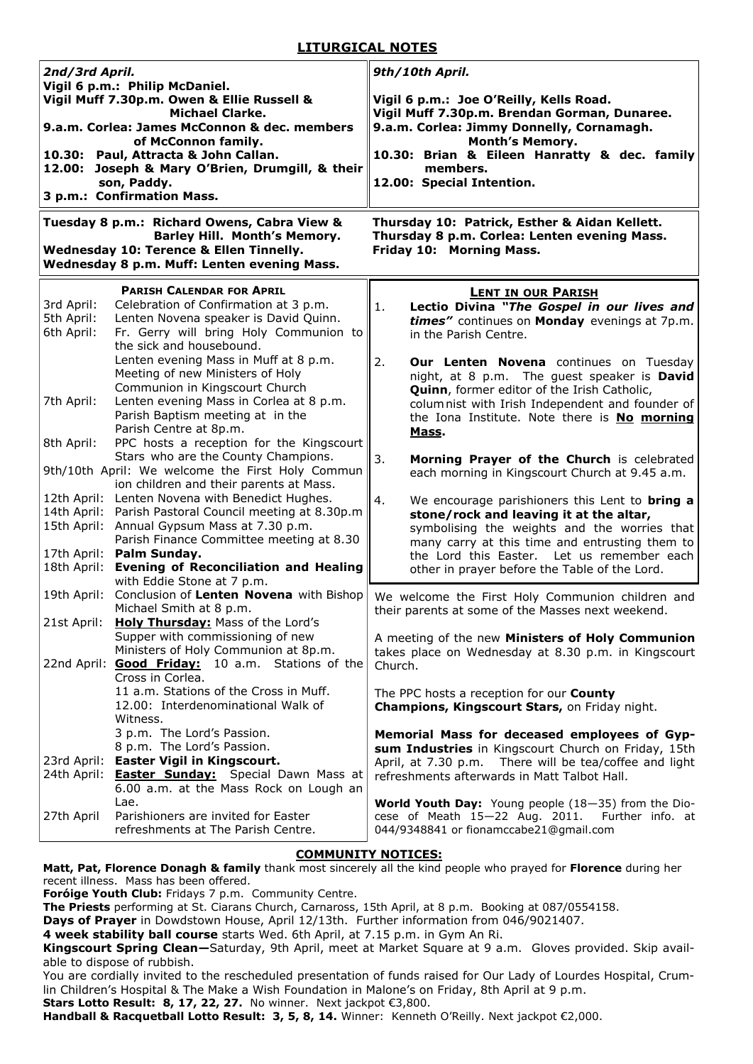## LITURGICAL NOTES

**2nd/3rd April.**
**Vigil 6 p.m.: Philip McDaniel.**
**Vigil Muff 7.30p.m. Owen & Ellie Russell & Michael Clarke.**
**9.a.m. Corlea: James McConnon & dec. members of McConnon family.**
**10.30: Paul, Attracta & John Callan.**
**12.00: Joseph & Mary O'Brien, Drumgill, & their son, Paddy.**
**3 p.m.: Confirmation Mass.**

**9th/10th April.**

**Vigil 6 p.m.: Joe O'Reilly, Kells Road.**
**Vigil Muff 7.30p.m. Brendan Gorman, Dunaree.**
**9.a.m. Corlea: Jimmy Donnelly, Cornamagh. Month's Memory.**
**10.30: Brian & Eileen Hanratty & dec. family members.**
**12.00: Special Intention.**

**Tuesday 8 p.m.: Richard Owens, Cabra View & Barley Hill. Month's Memory.**
**Wednesday 10: Terence & Ellen Tinnelly.**
**Wednesday 8 p.m. Muff: Lenten evening Mass.**

**Thursday 10: Patrick, Esther & Aidan Kellett.**
**Thursday 8 p.m. Corlea: Lenten evening Mass.**
**Friday 10: Morning Mass.**

### PARISH CALENDAR FOR APRIL

| | |
|---|---|
| 3rd April: | Celebration of Confirmation at 3 p.m. |
| 5th April: | Lenten Novena speaker is David Quinn. |
| 6th April: | Fr. Gerry will bring Holy Communion to the sick and housebound. Lenten evening Mass in Muff at 8 p.m. Meeting of new Ministers of Holy Communion in Kingscourt Church |
| 7th April: | Lenten evening Mass in Corlea at 8 p.m. Parish Baptism meeting at in the Parish Centre at 8p.m. |
| 8th April: | PPC hosts a reception for the Kingscourt Stars who are the County Champions. |
| 9th/10th April: | We welcome the First Holy Communion children and their parents at Mass. |
| 12th April: | Lenten Novena with Benedict Hughes. |
| 14th April: | Parish Pastoral Council meeting at 8.30p.m |
| 15th April: | Annual Gypsum Mass at 7.30 p.m. Parish Finance Committee meeting at 8.30 |
| 17th April: | **Palm Sunday.** |
| 18th April: | **Evening of Reconciliation and Healing** with Eddie Stone at 7 p.m. |
| 19th April: | Conclusion of **Lenten Novena** with Bishop Michael Smith at 8 p.m. |
| 21st April: | **Holy Thursday:** Mass of the Lord's Supper with commissioning of new Ministers of Holy Communion at 8p.m. |
| 22nd April: | **Good Friday:** 10 a.m. Stations of the Cross in Corlea. 11 a.m. Stations of the Cross in Muff. 12.00: Interdenominational Walk of Witness. 3 p.m. The Lord's Passion. 8 p.m. The Lord's Passion. |
| 23rd April: | **Easter Vigil in Kingscourt.** |
| 24th April: | **Easter Sunday:** Special Dawn Mass at 6.00 a.m. at the Mass Rock on Lough an Lae. |
| 27th April | Parishioners are invited for Easter refreshments at The Parish Centre. |

### LENT IN OUR PARISH

1. **Lectio Divina *"The Gospel in our lives and times"*** continues on **Monday** evenings at 7p.m. in the Parish Centre.

2. **Our Lenten Novena** continues on Tuesday night, at 8 p.m. The guest speaker is **David Quinn**, former editor of the Irish Catholic, columnist with Irish Independent and founder of the Iona Institute. Note there is **No morning Mass**.

3. **Morning Prayer of the Church** is celebrated each morning in Kingscourt Church at 9.45 a.m.

4. We encourage parishioners this Lent to **bring a stone/rock and leaving it at the altar,** symbolising the weights and the worries that many carry at this time and entrusting them to the Lord this Easter. Let us remember each other in prayer before the Table of the Lord.

We welcome the First Holy Communion children and their parents at some of the Masses next weekend.

A meeting of the new **Ministers of Holy Communion** takes place on Wednesday at 8.30 p.m. in Kingscourt Church.

The PPC hosts a reception for our **County Champions, Kingscourt Stars,** on Friday night.

**Memorial Mass for deceased employees of Gypsum Industries** in Kingscourt Church on Friday, 15th April, at 7.30 p.m. There will be tea/coffee and light refreshments afterwards in Matt Talbot Hall.

**World Youth Day:** Young people (18—35) from the Diocese of Meath 15—22 Aug. 2011. Further info. at 044/9348841 or fionamccabe21@gmail.com

## COMMUNITY NOTICES:

**Matt, Pat, Florence Donagh & family** thank most sincerely all the kind people who prayed for **Florence** during her recent illness. Mass has been offered.

**Foróige Youth Club:** Fridays 7 p.m. Community Centre.

**The Priests** performing at St. Ciarans Church, Carnaross, 15th April, at 8 p.m. Booking at 087/0554158.

**Days of Prayer** in Dowdstown House, April 12/13th. Further information from 046/9021407.

**4 week stability ball course** starts Wed. 6th April, at 7.15 p.m. in Gym An Ri.

**Kingscourt Spring Clean—**Saturday, 9th April, meet at Market Square at 9 a.m. Gloves provided. Skip available to dispose of rubbish.

You are cordially invited to the rescheduled presentation of funds raised for Our Lady of Lourdes Hospital, Crumlin Children's Hospital & The Make a Wish Foundation in Malone's on Friday, 8th April at 9 p.m.

**Stars Lotto Result: 8, 17, 22, 27.** No winner. Next jackpot €3,800.

**Handball & Racquetball Lotto Result: 3, 5, 8, 14.** Winner: Kenneth O'Reilly. Next jackpot €2,000.